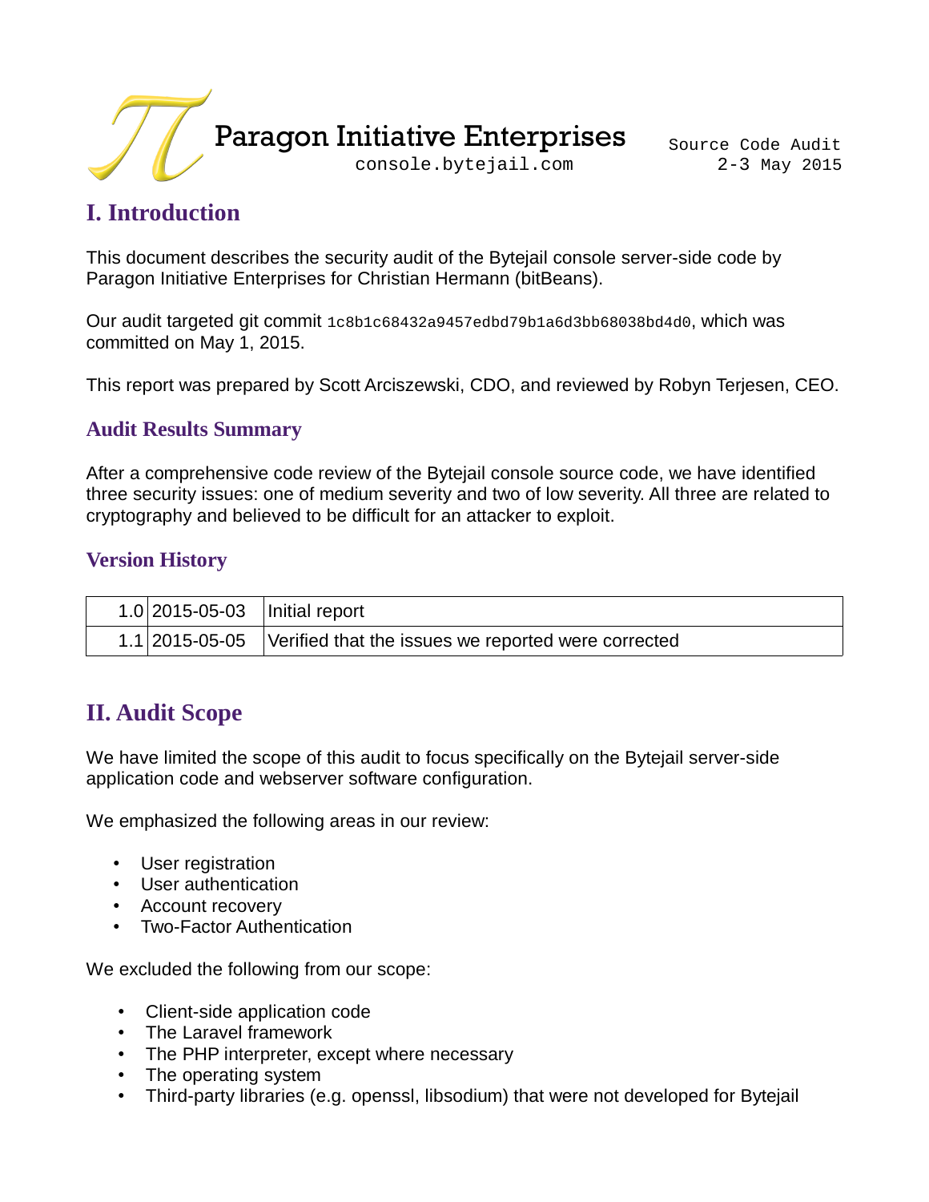Paragon Initiative Enterprises

console.bytejail.com

Source Code Audit
2-3 May 2015

# I. Introduction

This document describes the security audit of the Bytejail console server-side code by Paragon Initiative Enterprises for Christian Hermann (bitBeans).

Our audit targeted git commit `1c8b1c68432a9457edbd79b1a6d3bb68038bd4d0`, which was committed on May 1, 2015.

This report was prepared by Scott Arciszewski, CDO, and reviewed by Robyn Terjesen, CEO.

## Audit Results Summary

After a comprehensive code review of the Bytejail console source code, we have identified three security issues: one of medium severity and two of low severity. All three are related to cryptography and believed to be difficult for an attacker to exploit.

## Version History

| | | |
|---|---|---|
| 1.0 | 2015-05-03 | Initial report |
| 1.1 | 2015-05-05 | Verified that the issues we reported were corrected |

# II. Audit Scope

We have limited the scope of this audit to focus specifically on the Bytejail server-side application code and webserver software configuration.

We emphasized the following areas in our review:

- User registration
- User authentication
- Account recovery
- Two-Factor Authentication

We excluded the following from our scope:

- Client-side application code
- The Laravel framework
- The PHP interpreter, except where necessary
- The operating system
- Third-party libraries (e.g. openssl, libsodium) that were not developed for Bytejail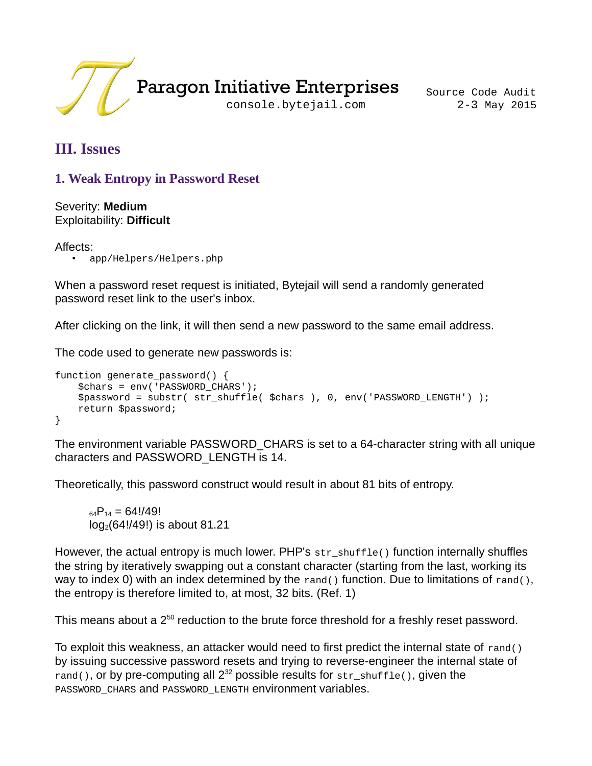## III. Issues

### 1. Weak Entropy in Password Reset

Severity: **Medium**
Exploitability: **Difficult**

Affects:

- app/Helpers/Helpers.php

When a password reset request is initiated, Bytejail will send a randomly generated password reset link to the user's inbox.

After clicking on the link, it will then send a new password to the same email address.

The code used to generate new passwords is:

```
function generate_password() {
    $chars = env('PASSWORD_CHARS');
    $password = substr( str_shuffle( $chars ), 0, env('PASSWORD_LENGTH') );
    return $password;
}
```

The environment variable PASSWORD_CHARS is set to a 64-character string with all unique characters and PASSWORD_LENGTH is 14.

Theoretically, this password construct would result in about 81 bits of entropy.

> ${}_{64}P_{14} = 64!/49!$
> $\log_2(64!/49!)$ is about 81.21

However, the actual entropy is much lower. PHP's `str_shuffle()` function internally shuffles the string by iteratively swapping out a constant character (starting from the last, working its way to index 0) with an index determined by the `rand()` function. Due to limitations of `rand()`, the entropy is therefore limited to, at most, 32 bits. (Ref. 1)

This means about a $2^{50}$ reduction to the brute force threshold for a freshly reset password.

To exploit this weakness, an attacker would need to first predict the internal state of `rand()` by issuing successive password resets and trying to reverse-engineer the internal state of `rand()`, or by pre-computing all $2^{32}$ possible results for `str_shuffle()`, given the `PASSWORD_CHARS` and `PASSWORD_LENGTH` environment variables.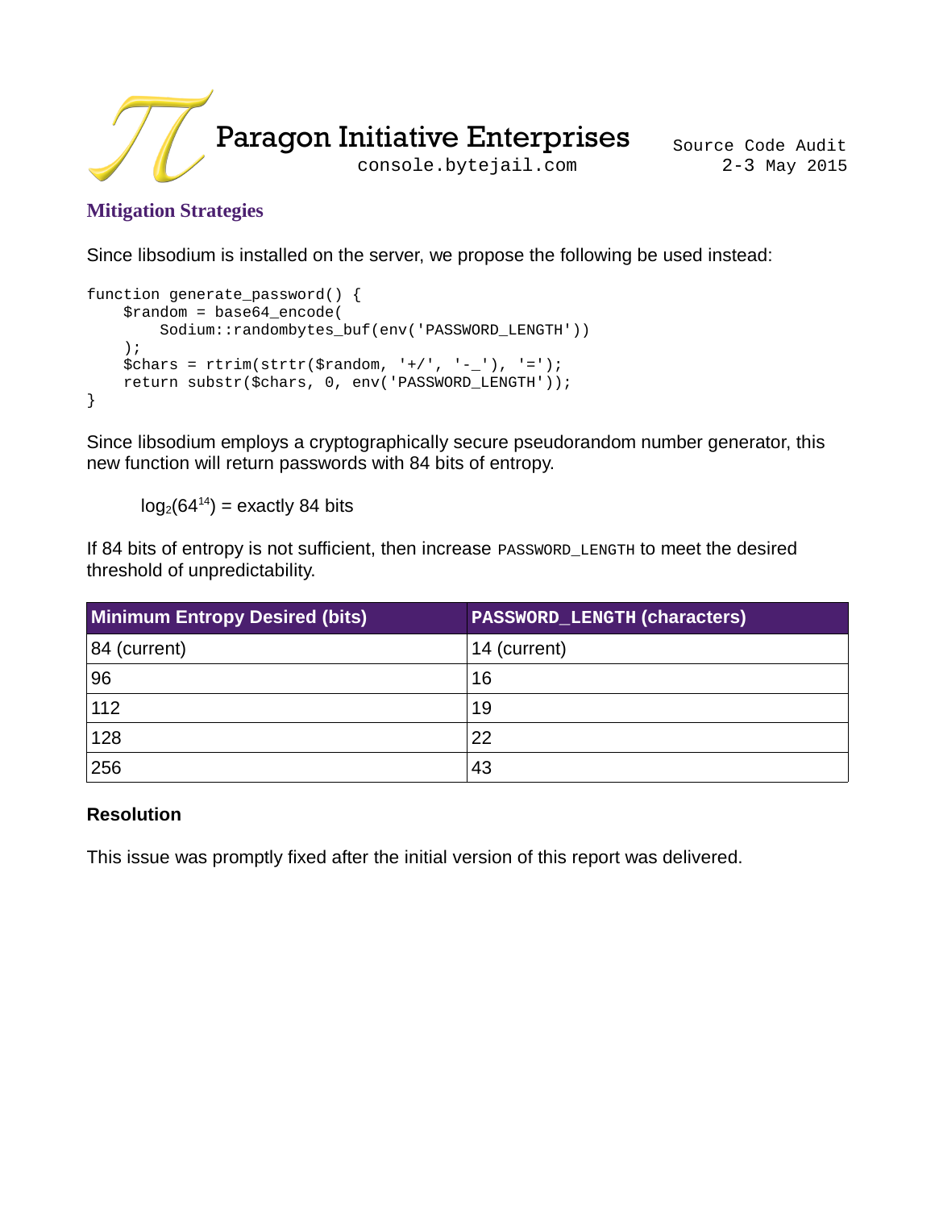## Mitigation Strategies

Since libsodium is installed on the server, we propose the following be used instead:

```
function generate_password() {
    $random = base64_encode(
        Sodium::randombytes_buf(env('PASSWORD_LENGTH'))
    );
    $chars = rtrim(strtr($random, '+/', '-_'), '=');
    return substr($chars, 0, env('PASSWORD_LENGTH'));
}
```

Since libsodium employs a cryptographically secure pseudorandom number generator, this new function will return passwords with 84 bits of entropy.

$\log_2(64^{14})$ = exactly 84 bits

If 84 bits of entropy is not sufficient, then increase `PASSWORD_LENGTH` to meet the desired threshold of unpredictability.

| Minimum Entropy Desired (bits) | PASSWORD_LENGTH (characters) |
| --- | --- |
| 84 (current) | 14 (current) |
| 96 | 16 |
| 112 | 19 |
| 128 | 22 |
| 256 | 43 |

### Resolution

This issue was promptly fixed after the initial version of this report was delivered.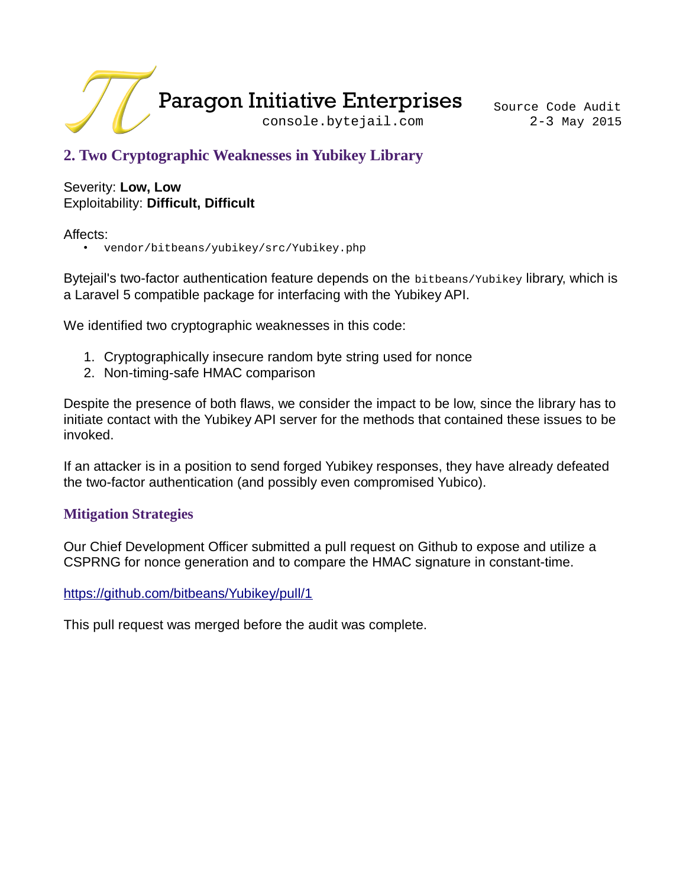## 2. Two Cryptographic Weaknesses in Yubikey Library

Severity: **Low, Low**
Exploitability: **Difficult, Difficult**

Affects:

- `vendor/bitbeans/yubikey/src/Yubikey.php`

Bytejail's two-factor authentication feature depends on the `bitbeans/Yubikey` library, which is a Laravel 5 compatible package for interfacing with the Yubikey API.

We identified two cryptographic weaknesses in this code:

1. Cryptographically insecure random byte string used for nonce
2. Non-timing-safe HMAC comparison

Despite the presence of both flaws, we consider the impact to be low, since the library has to initiate contact with the Yubikey API server for the methods that contained these issues to be invoked.

If an attacker is in a position to send forged Yubikey responses, they have already defeated the two-factor authentication (and possibly even compromised Yubico).

### Mitigation Strategies

Our Chief Development Officer submitted a pull request on Github to expose and utilize a CSPRNG for nonce generation and to compare the HMAC signature in constant-time.

https://github.com/bitbeans/Yubikey/pull/1

This pull request was merged before the audit was complete.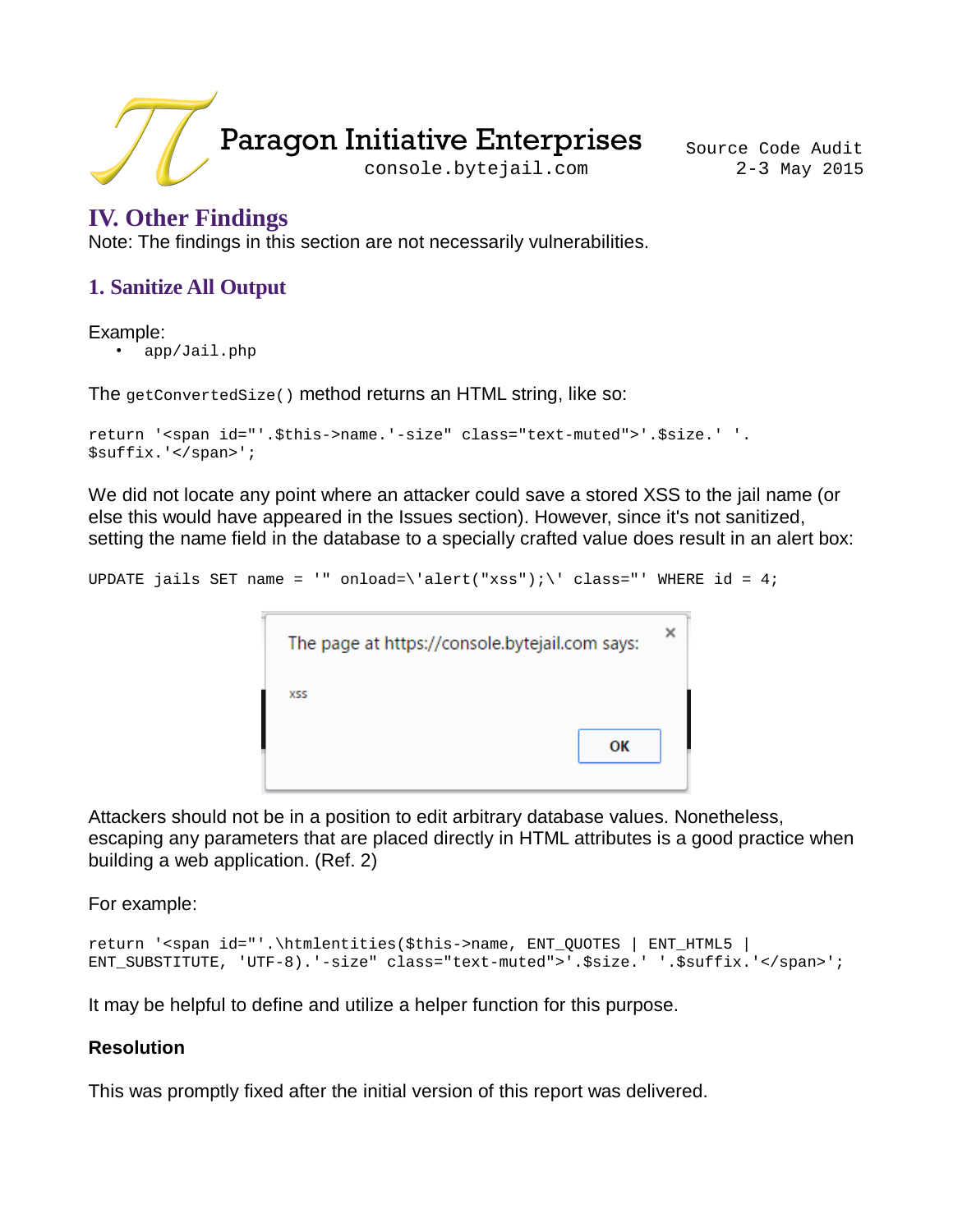## IV. Other Findings

Note: The findings in this section are not necessarily vulnerabilities.

### 1. Sanitize All Output

Example:

- `app/Jail.php`

The `getConvertedSize()` method returns an HTML string, like so:

```
return '<span id="'.$this->name.'-size" class="text-muted">'.$size.' '.
$suffix.'</span>';
```

We did not locate any point where an attacker could save a stored XSS to the jail name (or else this would have appeared in the Issues section). However, since it's not sanitized, setting the name field in the database to a specially crafted value does result in an alert box:

```
UPDATE jails SET name = '" onload=\'alert("xss");\' class="' WHERE id = 4;
```

Attackers should not be in a position to edit arbitrary database values. Nonetheless, escaping any parameters that are placed directly in HTML attributes is a good practice when building a web application. (Ref. 2)

For example:

```
return '<span id="'.\htmlentities($this->name, ENT_QUOTES | ENT_HTML5 |
ENT_SUBSTITUTE, 'UTF-8).'-size" class="text-muted">'.$size.' '.$suffix.'</span>';
```

It may be helpful to define and utilize a helper function for this purpose.

**Resolution**

This was promptly fixed after the initial version of this report was delivered.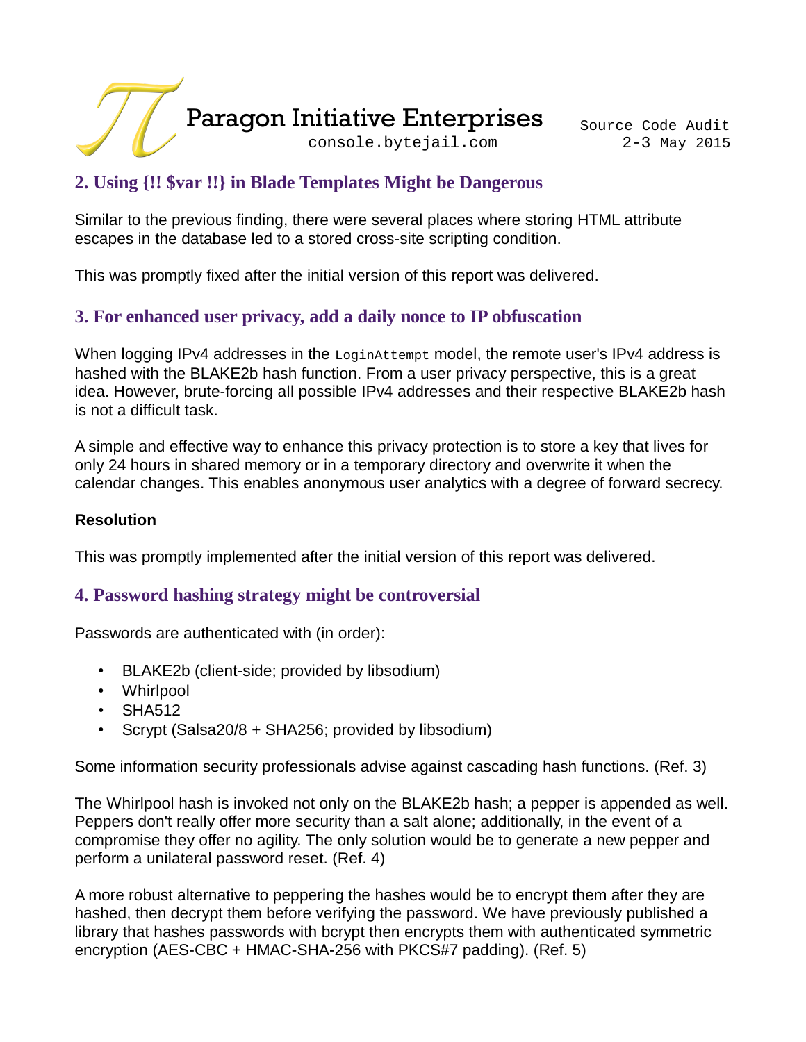## 2. Using {!! $var !!} in Blade Templates Might be Dangerous

Similar to the previous finding, there were several places where storing HTML attribute escapes in the database led to a stored cross-site scripting condition.

This was promptly fixed after the initial version of this report was delivered.

## 3. For enhanced user privacy, add a daily nonce to IP obfuscation

When logging IPv4 addresses in the `LoginAttempt` model, the remote user's IPv4 address is hashed with the BLAKE2b hash function. From a user privacy perspective, this is a great idea. However, brute-forcing all possible IPv4 addresses and their respective BLAKE2b hash is not a difficult task.

A simple and effective way to enhance this privacy protection is to store a key that lives for only 24 hours in shared memory or in a temporary directory and overwrite it when the calendar changes. This enables anonymous user analytics with a degree of forward secrecy.

**Resolution**

This was promptly implemented after the initial version of this report was delivered.

## 4. Password hashing strategy might be controversial

Passwords are authenticated with (in order):

- BLAKE2b (client-side; provided by libsodium)
- Whirlpool
- SHA512
- Scrypt (Salsa20/8 + SHA256; provided by libsodium)

Some information security professionals advise against cascading hash functions. (Ref. 3)

The Whirlpool hash is invoked not only on the BLAKE2b hash; a pepper is appended as well. Peppers don't really offer more security than a salt alone; additionally, in the event of a compromise they offer no agility. The only solution would be to generate a new pepper and perform a unilateral password reset. (Ref. 4)

A more robust alternative to peppering the hashes would be to encrypt them after they are hashed, then decrypt them before verifying the password. We have previously published a library that hashes passwords with bcrypt then encrypts them with authenticated symmetric encryption (AES-CBC + HMAC-SHA-256 with PKCS#7 padding). (Ref. 5)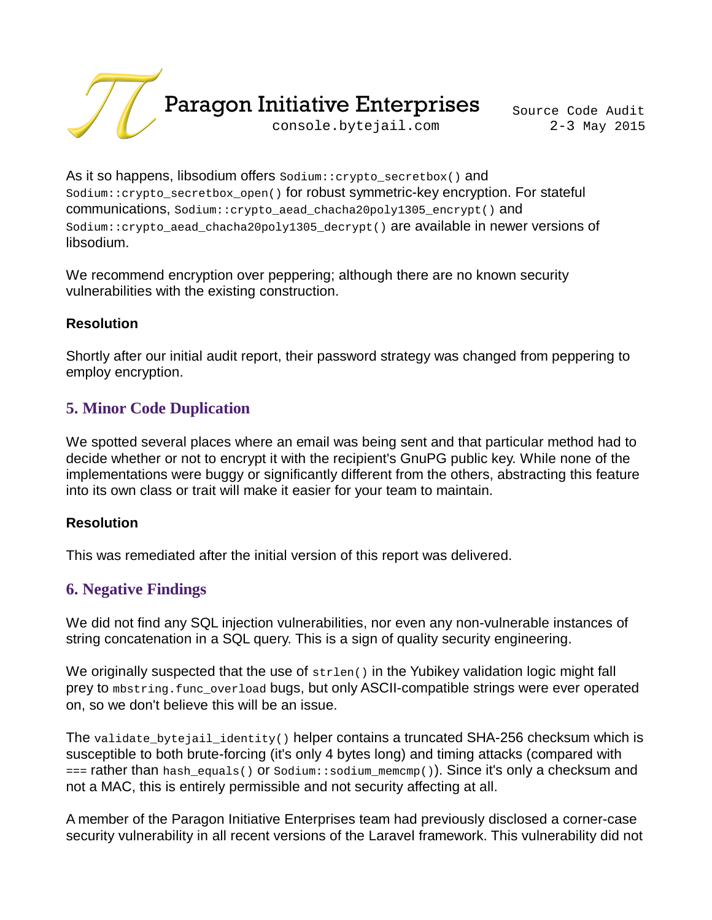As it so happens, libsodium offers `Sodium::crypto_secretbox()` and `Sodium::crypto_secretbox_open()` for robust symmetric-key encryption. For stateful communications, `Sodium::crypto_aead_chacha20poly1305_encrypt()` and `Sodium::crypto_aead_chacha20poly1305_decrypt()` are available in newer versions of libsodium.

We recommend encryption over peppering; although there are no known security vulnerabilities with the existing construction.

**Resolution**

Shortly after our initial audit report, their password strategy was changed from peppering to employ encryption.

## 5. Minor Code Duplication

We spotted several places where an email was being sent and that particular method had to decide whether or not to encrypt it with the recipient's GnuPG public key. While none of the implementations were buggy or significantly different from the others, abstracting this feature into its own class or trait will make it easier for your team to maintain.

**Resolution**

This was remediated after the initial version of this report was delivered.

## 6. Negative Findings

We did not find any SQL injection vulnerabilities, nor even any non-vulnerable instances of string concatenation in a SQL query. This is a sign of quality security engineering.

We originally suspected that the use of `strlen()` in the Yubikey validation logic might fall prey to `mbstring.func_overload` bugs, but only ASCII-compatible strings were ever operated on, so we don't believe this will be an issue.

The `validate_bytejail_identity()` helper contains a truncated SHA-256 checksum which is susceptible to both brute-forcing (it's only 4 bytes long) and timing attacks (compared with `===` rather than `hash_equals()` or `Sodium::sodium_memcmp()`). Since it's only a checksum and not a MAC, this is entirely permissible and not security affecting at all.

A member of the Paragon Initiative Enterprises team had previously disclosed a corner-case security vulnerability in all recent versions of the Laravel framework. This vulnerability did not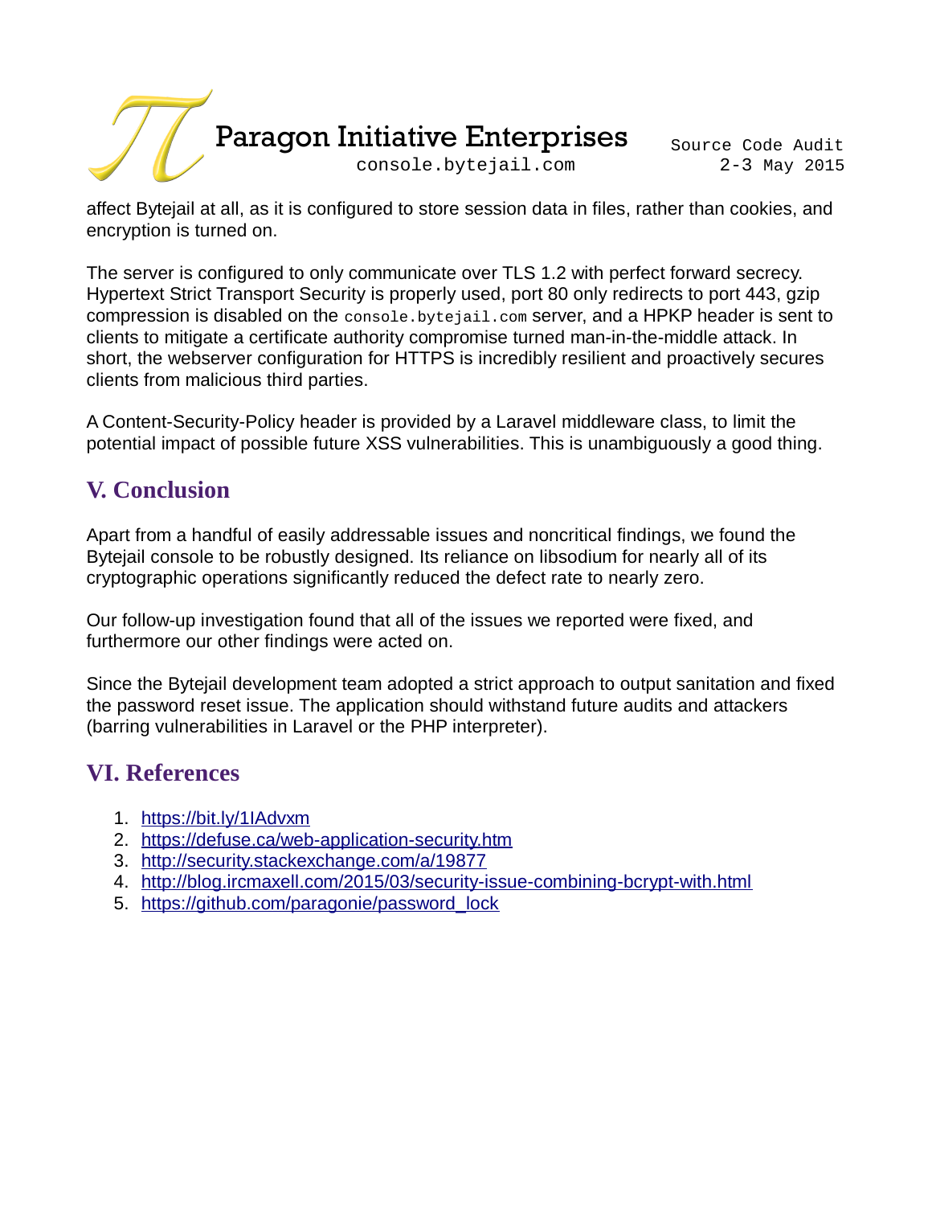affect Bytejail at all, as it is configured to store session data in files, rather than cookies, and encryption is turned on.

The server is configured to only communicate over TLS 1.2 with perfect forward secrecy. Hypertext Strict Transport Security is properly used, port 80 only redirects to port 443, gzip compression is disabled on the `console.bytejail.com` server, and a HPKP header is sent to clients to mitigate a certificate authority compromise turned man-in-the-middle attack. In short, the webserver configuration for HTTPS is incredibly resilient and proactively secures clients from malicious third parties.

A Content-Security-Policy header is provided by a Laravel middleware class, to limit the potential impact of possible future XSS vulnerabilities. This is unambiguously a good thing.

## V. Conclusion

Apart from a handful of easily addressable issues and noncritical findings, we found the Bytejail console to be robustly designed. Its reliance on libsodium for nearly all of its cryptographic operations significantly reduced the defect rate to nearly zero.

Our follow-up investigation found that all of the issues we reported were fixed, and furthermore our other findings were acted on.

Since the Bytejail development team adopted a strict approach to output sanitation and fixed the password reset issue. The application should withstand future audits and attackers (barring vulnerabilities in Laravel or the PHP interpreter).

## VI. References

1. https://bit.ly/1IAdvxm
2. https://defuse.ca/web-application-security.htm
3. http://security.stackexchange.com/a/19877
4. http://blog.ircmaxell.com/2015/03/security-issue-combining-bcrypt-with.html
5. https://github.com/paragonie/password_lock